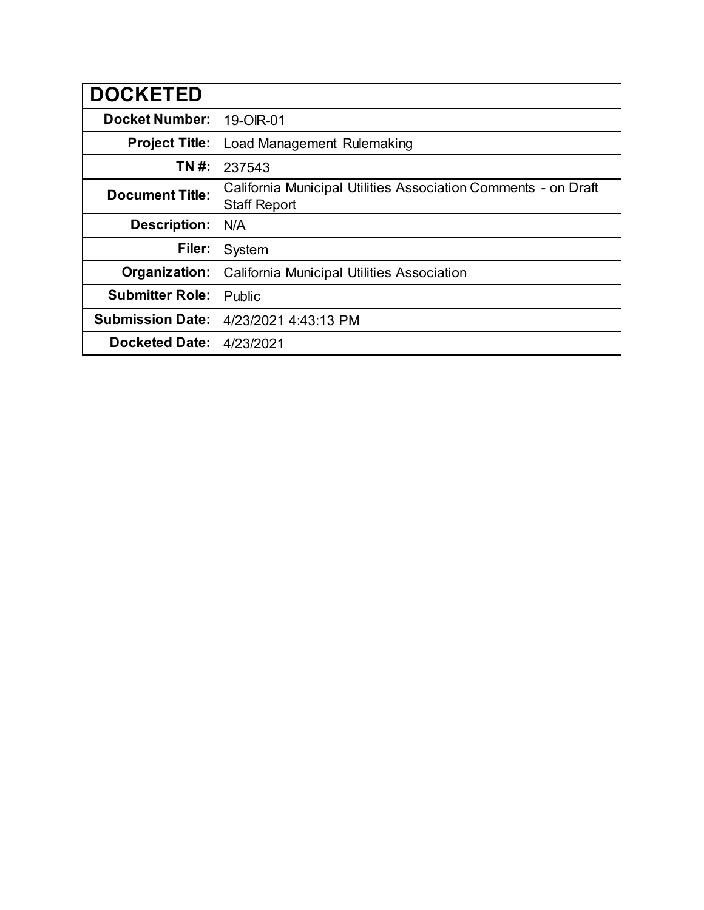| DOCKETED | |
|---|---|
| **Docket Number:** | 19-OIR-01 |
| **Project Title:** | Load Management Rulemaking |
| **TN #:** | 237543 |
| **Document Title:** | California Municipal Utilities Association Comments - on Draft Staff Report |
| **Description:** | N/A |
| **Filer:** | System |
| **Organization:** | California Municipal Utilities Association |
| **Submitter Role:** | Public |
| **Submission Date:** | 4/23/2021 4:43:13 PM |
| **Docketed Date:** | 4/23/2021 |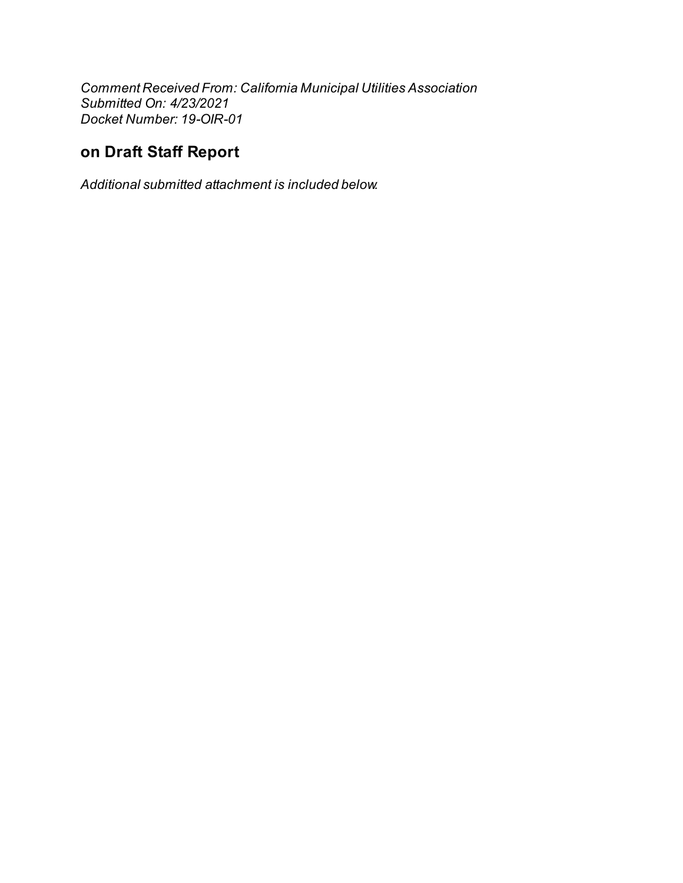*Comment Received From: California Municipal Utilities Association*
*Submitted On: 4/23/2021*
*Docket Number: 19-OIR-01*

## on Draft Staff Report

*Additional submitted attachment is included below.*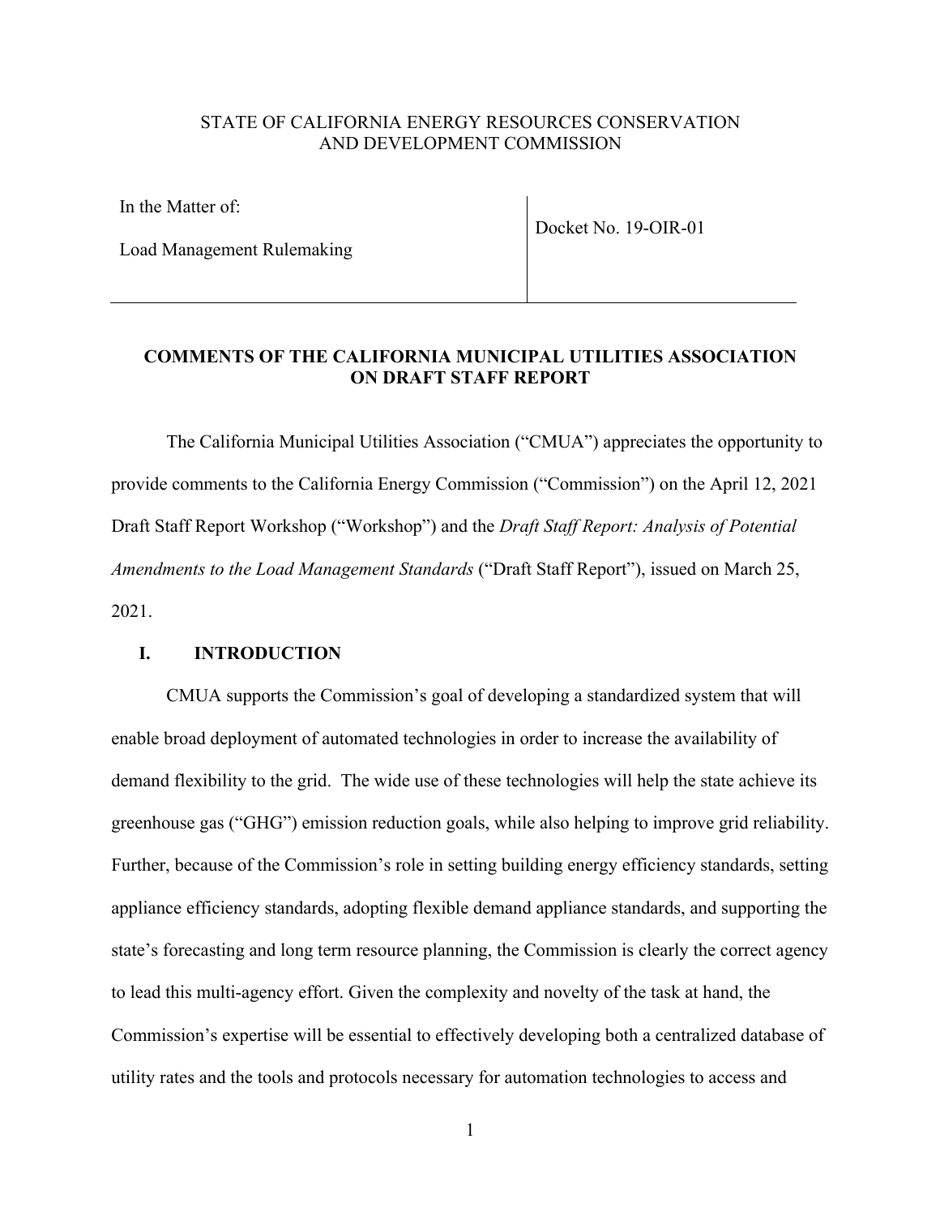STATE OF CALIFORNIA ENERGY RESOURCES CONSERVATION AND DEVELOPMENT COMMISSION

| In the Matter of: Load Management Rulemaking | Docket No. 19-OIR-01 |
| --- | --- |

**COMMENTS OF THE CALIFORNIA MUNICIPAL UTILITIES ASSOCIATION ON DRAFT STAFF REPORT**

The California Municipal Utilities Association ("CMUA") appreciates the opportunity to provide comments to the California Energy Commission ("Commission") on the April 12, 2021 Draft Staff Report Workshop ("Workshop") and the *Draft Staff Report: Analysis of Potential Amendments to the Load Management Standards* ("Draft Staff Report"), issued on March 25, 2021.

## I. INTRODUCTION

CMUA supports the Commission's goal of developing a standardized system that will enable broad deployment of automated technologies in order to increase the availability of demand flexibility to the grid. The wide use of these technologies will help the state achieve its greenhouse gas ("GHG") emission reduction goals, while also helping to improve grid reliability. Further, because of the Commission's role in setting building energy efficiency standards, setting appliance efficiency standards, adopting flexible demand appliance standards, and supporting the state's forecasting and long term resource planning, the Commission is clearly the correct agency to lead this multi-agency effort. Given the complexity and novelty of the task at hand, the Commission's expertise will be essential to effectively developing both a centralized database of utility rates and the tools and protocols necessary for automation technologies to access and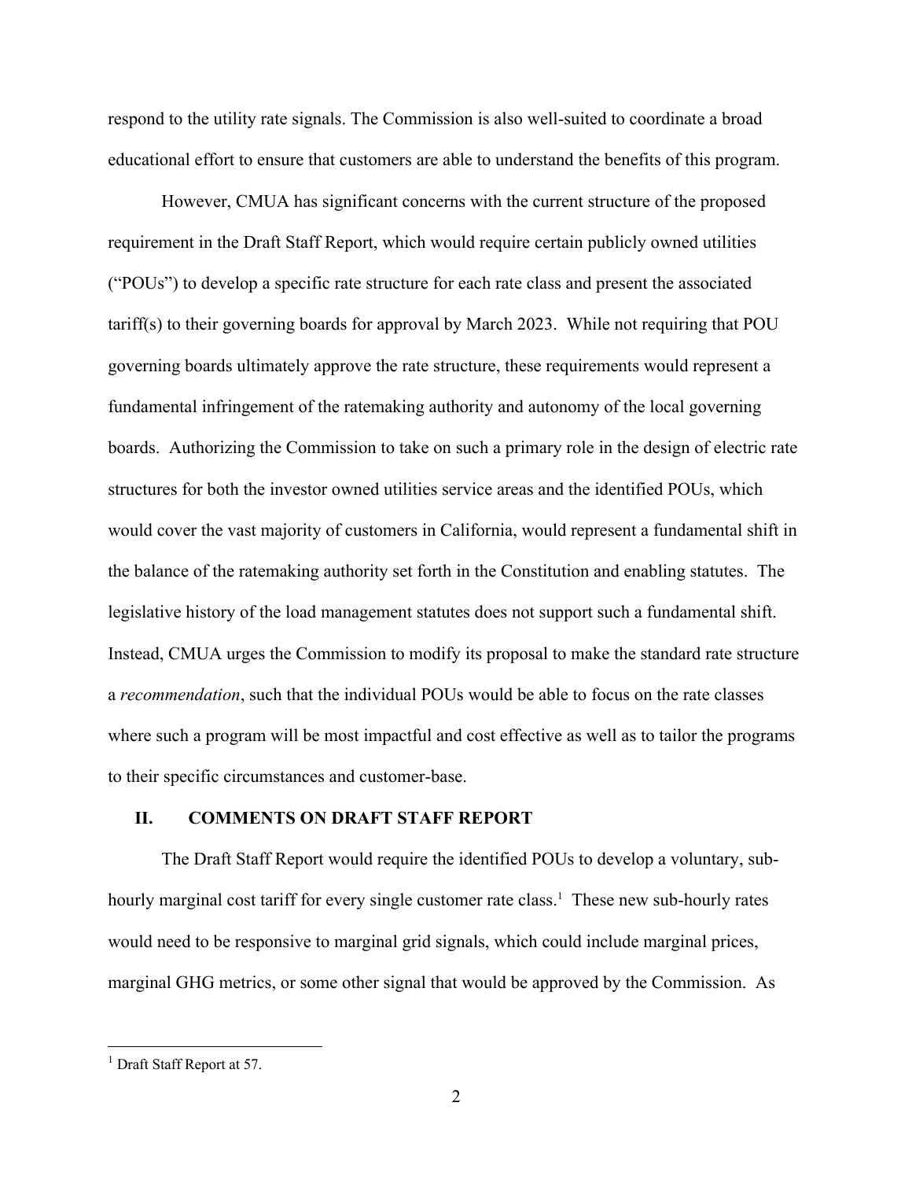respond to the utility rate signals. The Commission is also well-suited to coordinate a broad educational effort to ensure that customers are able to understand the benefits of this program.

However, CMUA has significant concerns with the current structure of the proposed requirement in the Draft Staff Report, which would require certain publicly owned utilities ("POUs") to develop a specific rate structure for each rate class and present the associated tariff(s) to their governing boards for approval by March 2023. While not requiring that POU governing boards ultimately approve the rate structure, these requirements would represent a fundamental infringement of the ratemaking authority and autonomy of the local governing boards. Authorizing the Commission to take on such a primary role in the design of electric rate structures for both the investor owned utilities service areas and the identified POUs, which would cover the vast majority of customers in California, would represent a fundamental shift in the balance of the ratemaking authority set forth in the Constitution and enabling statutes. The legislative history of the load management statutes does not support such a fundamental shift. Instead, CMUA urges the Commission to modify its proposal to make the standard rate structure a *recommendation*, such that the individual POUs would be able to focus on the rate classes where such a program will be most impactful and cost effective as well as to tailor the programs to their specific circumstances and customer-base.

## II. COMMENTS ON DRAFT STAFF REPORT

The Draft Staff Report would require the identified POUs to develop a voluntary, sub-hourly marginal cost tariff for every single customer rate class.[1] These new sub-hourly rates would need to be responsive to marginal grid signals, which could include marginal prices, marginal GHG metrics, or some other signal that would be approved by the Commission. As

[1] Draft Staff Report at 57.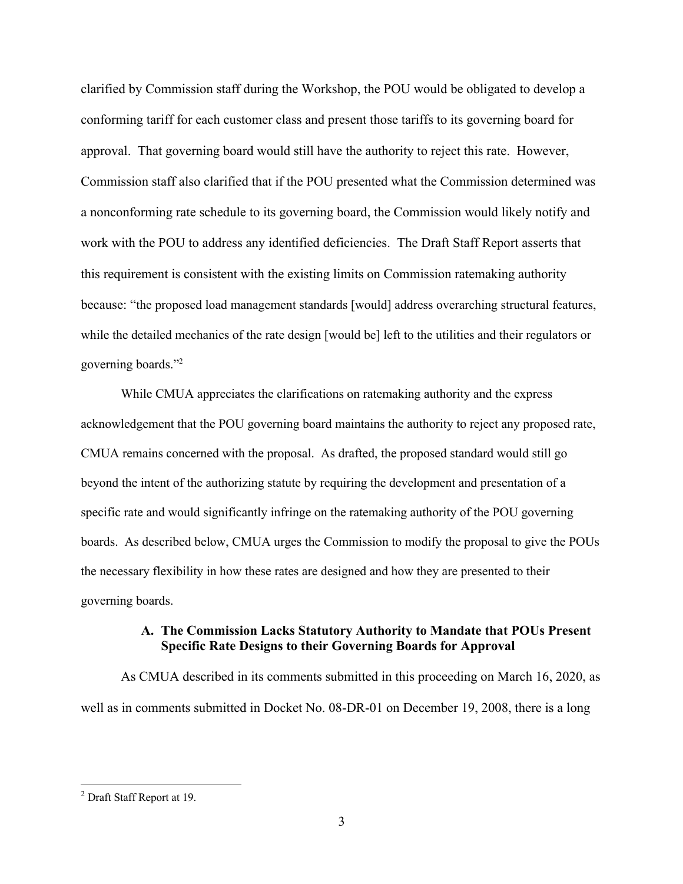clarified by Commission staff during the Workshop, the POU would be obligated to develop a conforming tariff for each customer class and present those tariffs to its governing board for approval. That governing board would still have the authority to reject this rate. However, Commission staff also clarified that if the POU presented what the Commission determined was a nonconforming rate schedule to its governing board, the Commission would likely notify and work with the POU to address any identified deficiencies. The Draft Staff Report asserts that this requirement is consistent with the existing limits on Commission ratemaking authority because: "the proposed load management standards [would] address overarching structural features, while the detailed mechanics of the rate design [would be] left to the utilities and their regulators or governing boards."[2]

While CMUA appreciates the clarifications on ratemaking authority and the express acknowledgement that the POU governing board maintains the authority to reject any proposed rate, CMUA remains concerned with the proposal. As drafted, the proposed standard would still go beyond the intent of the authorizing statute by requiring the development and presentation of a specific rate and would significantly infringe on the ratemaking authority of the POU governing boards. As described below, CMUA urges the Commission to modify the proposal to give the POUs the necessary flexibility in how these rates are designed and how they are presented to their governing boards.

### A. The Commission Lacks Statutory Authority to Mandate that POUs Present Specific Rate Designs to their Governing Boards for Approval

As CMUA described in its comments submitted in this proceeding on March 16, 2020, as well as in comments submitted in Docket No. 08-DR-01 on December 19, 2008, there is a long

---

[2] Draft Staff Report at 19.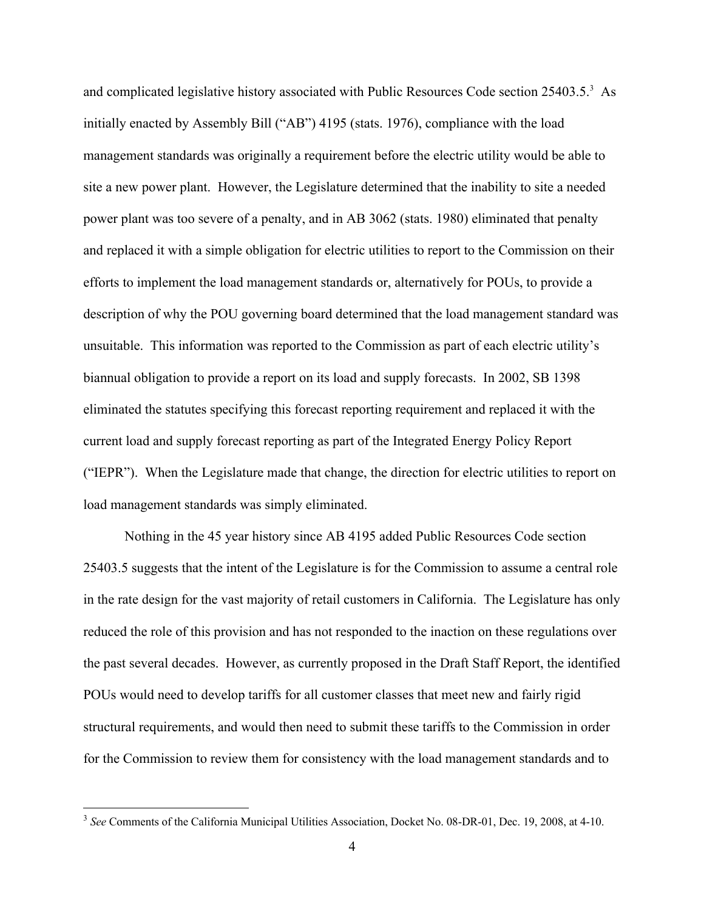and complicated legislative history associated with Public Resources Code section 25403.5.[3] As initially enacted by Assembly Bill ("AB") 4195 (stats. 1976), compliance with the load management standards was originally a requirement before the electric utility would be able to site a new power plant. However, the Legislature determined that the inability to site a needed power plant was too severe of a penalty, and in AB 3062 (stats. 1980) eliminated that penalty and replaced it with a simple obligation for electric utilities to report to the Commission on their efforts to implement the load management standards or, alternatively for POUs, to provide a description of why the POU governing board determined that the load management standard was unsuitable. This information was reported to the Commission as part of each electric utility's biannual obligation to provide a report on its load and supply forecasts. In 2002, SB 1398 eliminated the statutes specifying this forecast reporting requirement and replaced it with the current load and supply forecast reporting as part of the Integrated Energy Policy Report ("IEPR"). When the Legislature made that change, the direction for electric utilities to report on load management standards was simply eliminated.

Nothing in the 45 year history since AB 4195 added Public Resources Code section 25403.5 suggests that the intent of the Legislature is for the Commission to assume a central role in the rate design for the vast majority of retail customers in California. The Legislature has only reduced the role of this provision and has not responded to the inaction on these regulations over the past several decades. However, as currently proposed in the Draft Staff Report, the identified POUs would need to develop tariffs for all customer classes that meet new and fairly rigid structural requirements, and would then need to submit these tariffs to the Commission in order for the Commission to review them for consistency with the load management standards and to

[3] *See* Comments of the California Municipal Utilities Association, Docket No. 08-DR-01, Dec. 19, 2008, at 4-10.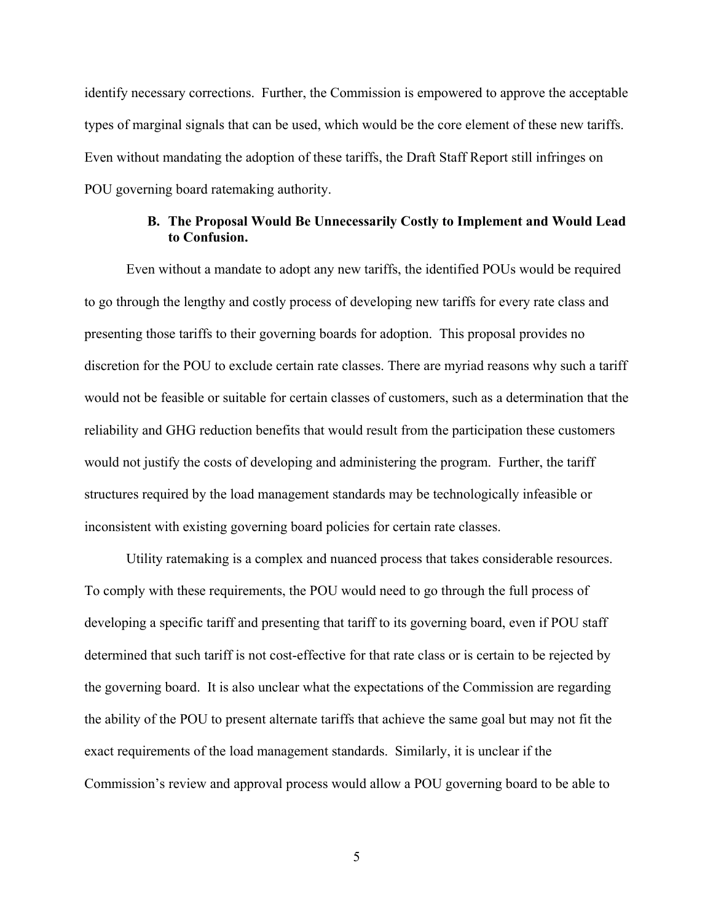identify necessary corrections. Further, the Commission is empowered to approve the acceptable types of marginal signals that can be used, which would be the core element of these new tariffs. Even without mandating the adoption of these tariffs, the Draft Staff Report still infringes on POU governing board ratemaking authority.

### B. The Proposal Would Be Unnecessarily Costly to Implement and Would Lead to Confusion.

Even without a mandate to adopt any new tariffs, the identified POUs would be required to go through the lengthy and costly process of developing new tariffs for every rate class and presenting those tariffs to their governing boards for adoption. This proposal provides no discretion for the POU to exclude certain rate classes. There are myriad reasons why such a tariff would not be feasible or suitable for certain classes of customers, such as a determination that the reliability and GHG reduction benefits that would result from the participation these customers would not justify the costs of developing and administering the program. Further, the tariff structures required by the load management standards may be technologically infeasible or inconsistent with existing governing board policies for certain rate classes.

Utility ratemaking is a complex and nuanced process that takes considerable resources. To comply with these requirements, the POU would need to go through the full process of developing a specific tariff and presenting that tariff to its governing board, even if POU staff determined that such tariff is not cost-effective for that rate class or is certain to be rejected by the governing board. It is also unclear what the expectations of the Commission are regarding the ability of the POU to present alternate tariffs that achieve the same goal but may not fit the exact requirements of the load management standards. Similarly, it is unclear if the Commission's review and approval process would allow a POU governing board to be able to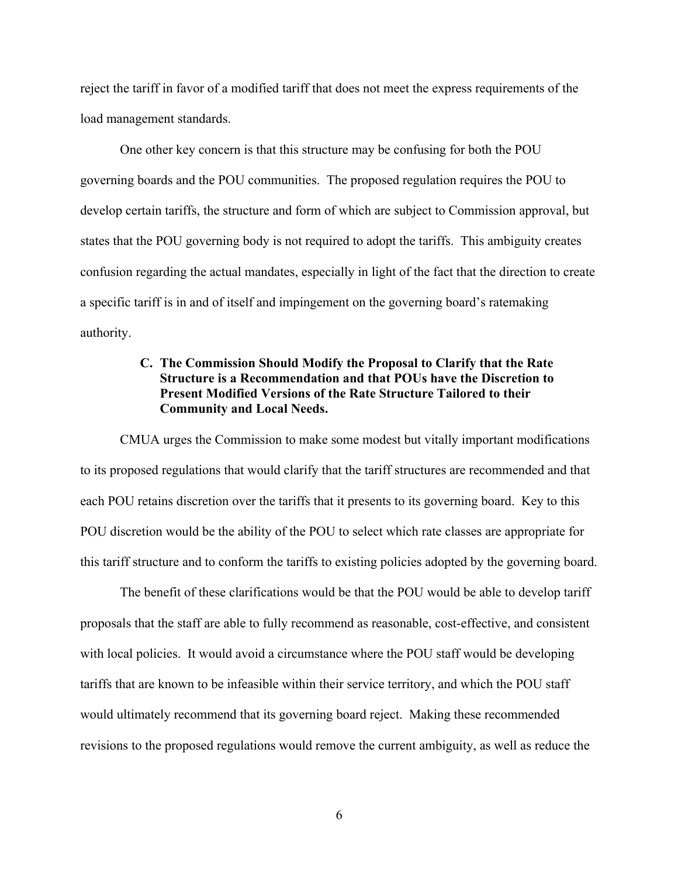reject the tariff in favor of a modified tariff that does not meet the express requirements of the load management standards.

One other key concern is that this structure may be confusing for both the POU governing boards and the POU communities. The proposed regulation requires the POU to develop certain tariffs, the structure and form of which are subject to Commission approval, but states that the POU governing body is not required to adopt the tariffs. This ambiguity creates confusion regarding the actual mandates, especially in light of the fact that the direction to create a specific tariff is in and of itself and impingement on the governing board's ratemaking authority.

### C. The Commission Should Modify the Proposal to Clarify that the Rate Structure is a Recommendation and that POUs have the Discretion to Present Modified Versions of the Rate Structure Tailored to their Community and Local Needs.

CMUA urges the Commission to make some modest but vitally important modifications to its proposed regulations that would clarify that the tariff structures are recommended and that each POU retains discretion over the tariffs that it presents to its governing board. Key to this POU discretion would be the ability of the POU to select which rate classes are appropriate for this tariff structure and to conform the tariffs to existing policies adopted by the governing board.

The benefit of these clarifications would be that the POU would be able to develop tariff proposals that the staff are able to fully recommend as reasonable, cost-effective, and consistent with local policies. It would avoid a circumstance where the POU staff would be developing tariffs that are known to be infeasible within their service territory, and which the POU staff would ultimately recommend that its governing board reject. Making these recommended revisions to the proposed regulations would remove the current ambiguity, as well as reduce the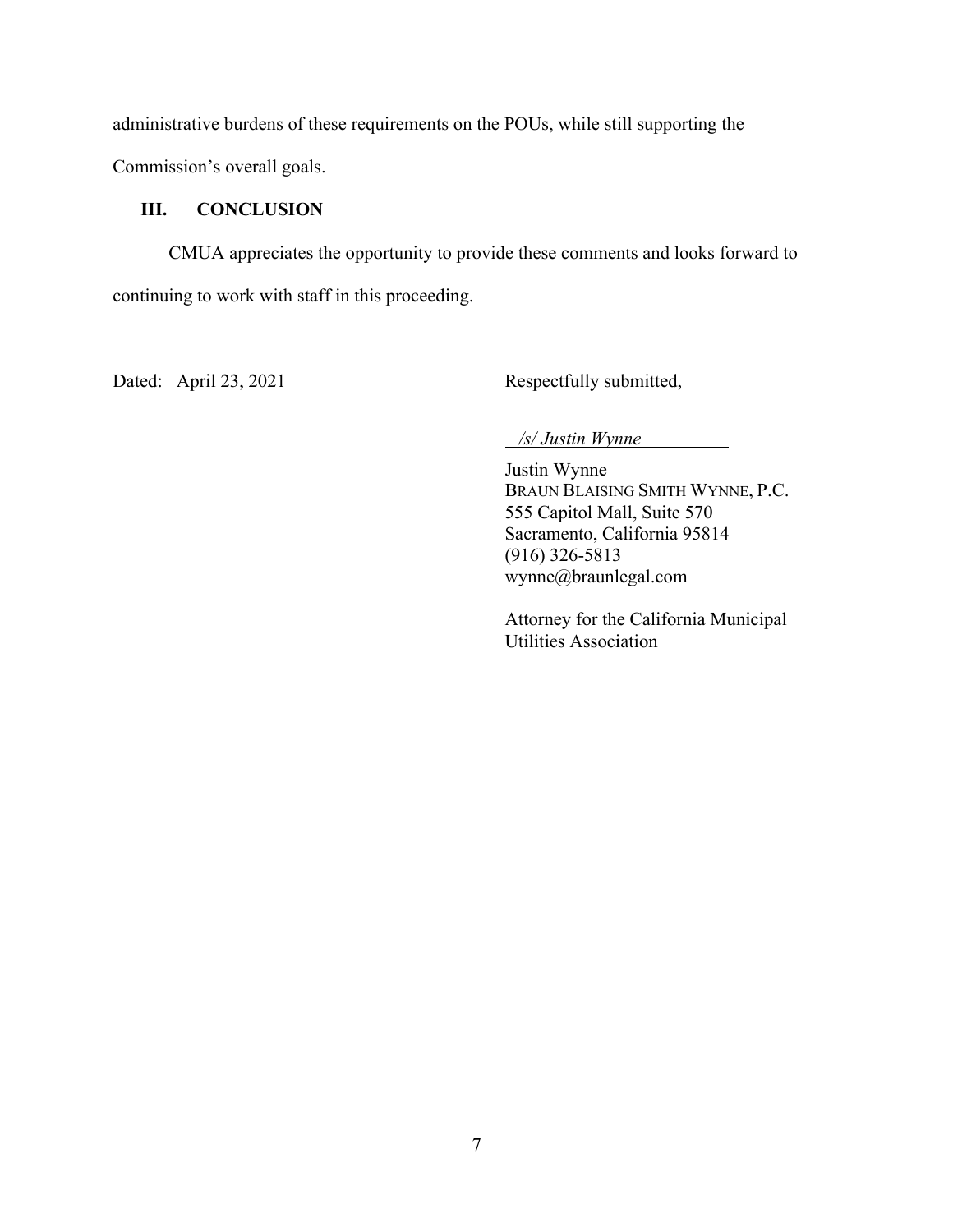administrative burdens of these requirements on the POUs, while still supporting the Commission's overall goals.

## III. CONCLUSION

CMUA appreciates the opportunity to provide these comments and looks forward to continuing to work with staff in this proceeding.

Dated: April 23, 2021

Respectfully submitted,

*/s/ Justin Wynne*

Justin Wynne
BRAUN BLAISING SMITH WYNNE, P.C.
555 Capitol Mall, Suite 570
Sacramento, California 95814
(916) 326-5813
wynne@braunlegal.com

Attorney for the California Municipal Utilities Association